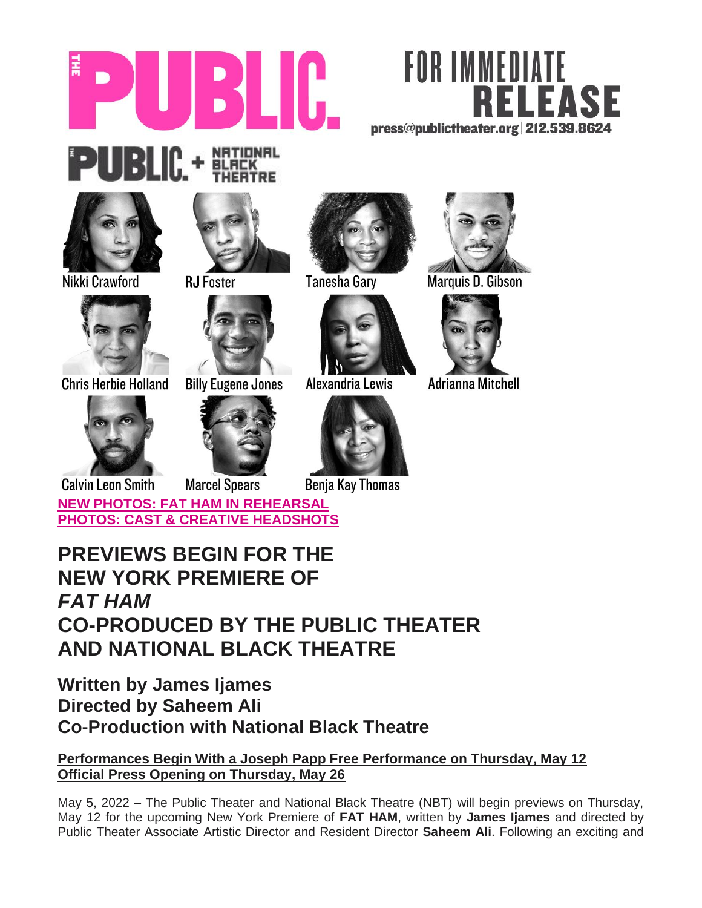THE PUBLIC.

FOR IMMEDIATE **RELEASE**

press@publictheater.org | 212.539.8624

THE PUBLIC. + NATIONAL BLACK THEATRE

Nikki Crawford | RJ Foster | Tanesha Gary | Marquis D. Gibson

Chris Herbie Holland | Billy Eugene Jones | Alexandria Lewis | Adrianna Mitchell

Calvin Leon Smith | Marcel Spears | Benja Kay Thomas

**NEW PHOTOS: FAT HAM IN REHEARSAL**
**PHOTOS: CAST & CREATIVE HEADSHOTS**

# PREVIEWS BEGIN FOR THE NEW YORK PREMIERE OF *FAT HAM* CO-PRODUCED BY THE PUBLIC THEATER AND NATIONAL BLACK THEATRE

## Written by James Ijames
## Directed by Saheem Ali
## Co-Production with National Black Theatre

**Performances Begin With a Joseph Papp Free Performance on Thursday, May 12**
**Official Press Opening on Thursday, May 26**

May 5, 2022 – The Public Theater and National Black Theatre (NBT) will begin previews on Thursday, May 12 for the upcoming New York Premiere of **FAT HAM**, written by **James Ijames** and directed by Public Theater Associate Artistic Director and Resident Director **Saheem Ali**. Following an exciting and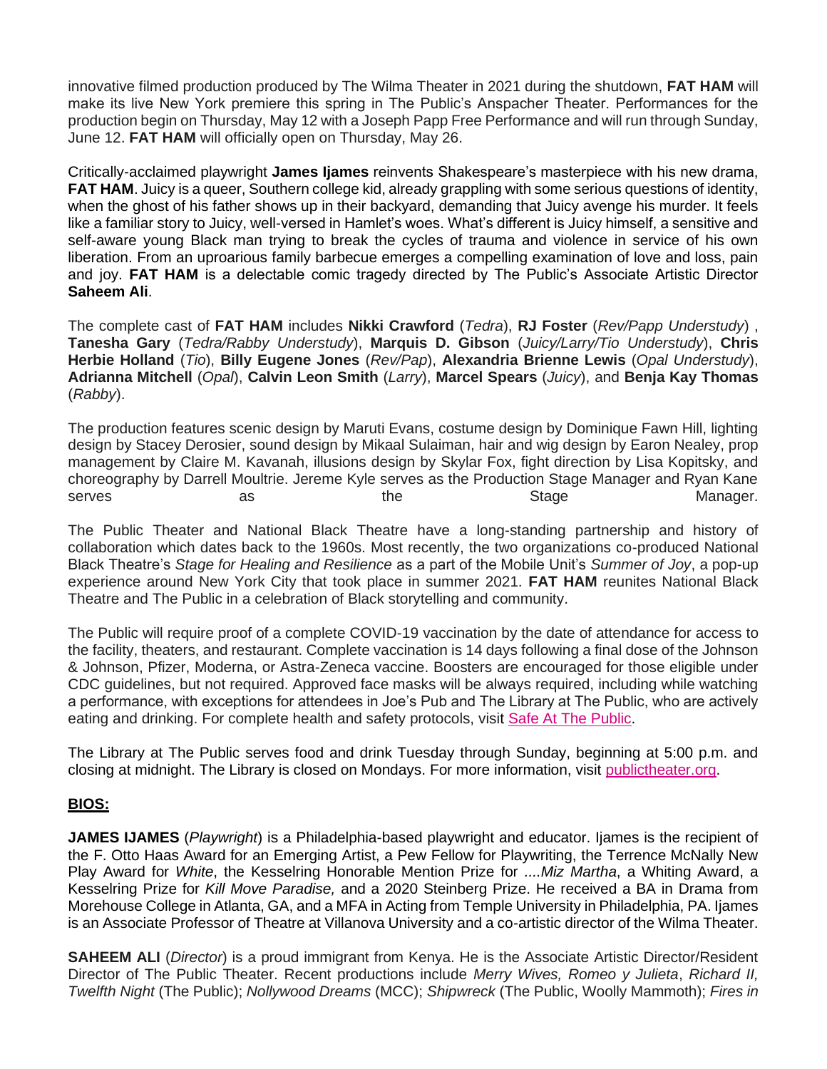innovative filmed production produced by The Wilma Theater in 2021 during the shutdown, **FAT HAM** will make its live New York premiere this spring in The Public's Anspacher Theater. Performances for the production begin on Thursday, May 12 with a Joseph Papp Free Performance and will run through Sunday, June 12. **FAT HAM** will officially open on Thursday, May 26.

Critically-acclaimed playwright **James Ijames** reinvents Shakespeare's masterpiece with his new drama, **FAT HAM**. Juicy is a queer, Southern college kid, already grappling with some serious questions of identity, when the ghost of his father shows up in their backyard, demanding that Juicy avenge his murder. It feels like a familiar story to Juicy, well-versed in Hamlet's woes. What's different is Juicy himself, a sensitive and self-aware young Black man trying to break the cycles of trauma and violence in service of his own liberation. From an uproarious family barbecue emerges a compelling examination of love and loss, pain and joy. **FAT HAM** is a delectable comic tragedy directed by The Public's Associate Artistic Director **Saheem Ali**.

The complete cast of **FAT HAM** includes **Nikki Crawford** (*Tedra*), **RJ Foster** (*Rev/Papp Understudy*) , **Tanesha Gary** (*Tedra/Rabby Understudy*), **Marquis D. Gibson** (*Juicy/Larry/Tio Understudy*), **Chris Herbie Holland** (*Tio*), **Billy Eugene Jones** (*Rev/Pap*), **Alexandria Brienne Lewis** (*Opal Understudy*), **Adrianna Mitchell** (*Opal*), **Calvin Leon Smith** (*Larry*), **Marcel Spears** (*Juicy*), and **Benja Kay Thomas** (*Rabby*).

The production features scenic design by Maruti Evans, costume design by Dominique Fawn Hill, lighting design by Stacey Derosier, sound design by Mikaal Sulaiman, hair and wig design by Earon Nealey, prop management by Claire M. Kavanah, illusions design by Skylar Fox, fight direction by Lisa Kopitsky, and choreography by Darrell Moultrie. Jereme Kyle serves as the Production Stage Manager and Ryan Kane serves as the Stage Manager.

The Public Theater and National Black Theatre have a long-standing partnership and history of collaboration which dates back to the 1960s. Most recently, the two organizations co-produced National Black Theatre's *Stage for Healing and Resilience* as a part of the Mobile Unit's *Summer of Joy*, a pop-up experience around New York City that took place in summer 2021. **FAT HAM** reunites National Black Theatre and The Public in a celebration of Black storytelling and community.

The Public will require proof of a complete COVID-19 vaccination by the date of attendance for access to the facility, theaters, and restaurant. Complete vaccination is 14 days following a final dose of the Johnson & Johnson, Pfizer, Moderna, or Astra-Zeneca vaccine. Boosters are encouraged for those eligible under CDC guidelines, but not required. Approved face masks will be always required, including while watching a performance, with exceptions for attendees in Joe's Pub and The Library at The Public, who are actively eating and drinking. For complete health and safety protocols, visit Safe At The Public.

The Library at The Public serves food and drink Tuesday through Sunday, beginning at 5:00 p.m. and closing at midnight. The Library is closed on Mondays. For more information, visit publictheater.org.

## BIOS:

**JAMES IJAMES** (*Playwright*) is a Philadelphia-based playwright and educator. Ijames is the recipient of the F. Otto Haas Award for an Emerging Artist, a Pew Fellow for Playwriting, the Terrence McNally New Play Award for *White*, the Kesselring Honorable Mention Prize for *....Miz Martha*, a Whiting Award, a Kesselring Prize for *Kill Move Paradise,* and a 2020 Steinberg Prize. He received a BA in Drama from Morehouse College in Atlanta, GA, and a MFA in Acting from Temple University in Philadelphia, PA. Ijames is an Associate Professor of Theatre at Villanova University and a co-artistic director of the Wilma Theater.

**SAHEEM ALI** (*Director*) is a proud immigrant from Kenya. He is the Associate Artistic Director/Resident Director of The Public Theater. Recent productions include *Merry Wives, Romeo y Julieta*, *Richard II, Twelfth Night* (The Public); *Nollywood Dreams* (MCC); *Shipwreck* (The Public, Woolly Mammoth); *Fires in*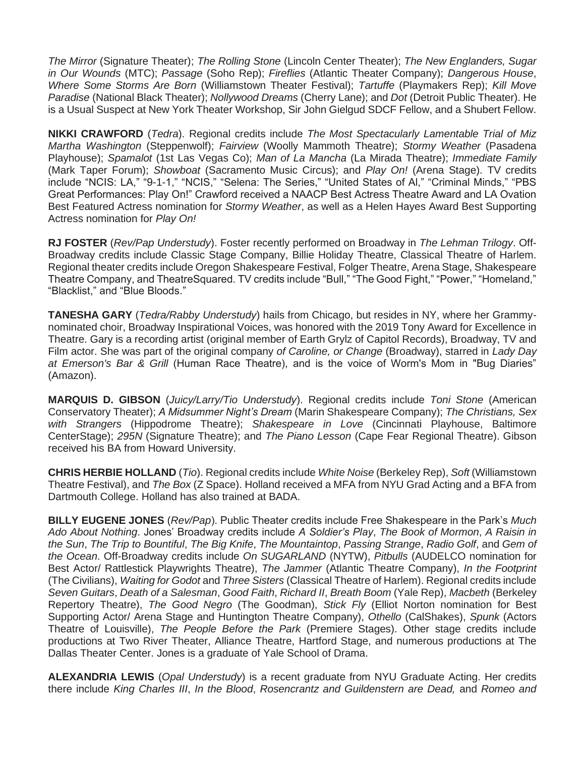*The Mirror* (Signature Theater); *The Rolling Stone* (Lincoln Center Theater); *The New Englanders, Sugar in Our Wounds* (MTC); *Passage* (Soho Rep); *Fireflies* (Atlantic Theater Company); *Dangerous House*, *Where Some Storms Are Born* (Williamstown Theater Festival); *Tartuffe* (Playmakers Rep); *Kill Move Paradise* (National Black Theater); *Nollywood Dreams* (Cherry Lane); and *Dot* (Detroit Public Theater). He is a Usual Suspect at New York Theater Workshop, Sir John Gielgud SDCF Fellow, and a Shubert Fellow.

**NIKKI CRAWFORD** (*Tedra*). Regional credits include *The Most Spectacularly Lamentable Trial of Miz Martha Washington* (Steppenwolf); *Fairview* (Woolly Mammoth Theatre); *Stormy Weather* (Pasadena Playhouse); *Spamalot* (1st Las Vegas Co); *Man of La Mancha* (La Mirada Theatre); *Immediate Family* (Mark Taper Forum); *Showboat* (Sacramento Music Circus); and *Play On!* (Arena Stage). TV credits include "NCIS: LA," "9-1-1," "NCIS," "Selena: The Series," "United States of Al," "Criminal Minds," "PBS Great Performances: Play On!" Crawford received a NAACP Best Actress Theatre Award and LA Ovation Best Featured Actress nomination for *Stormy Weather*, as well as a Helen Hayes Award Best Supporting Actress nomination for *Play On!*

**RJ FOSTER** (*Rev/Pap Understudy*). Foster recently performed on Broadway in *The Lehman Trilogy*. Off-Broadway credits include Classic Stage Company, Billie Holiday Theatre, Classical Theatre of Harlem. Regional theater credits include Oregon Shakespeare Festival, Folger Theatre, Arena Stage, Shakespeare Theatre Company, and TheatreSquared. TV credits include "Bull," "The Good Fight," "Power," "Homeland," "Blacklist," and "Blue Bloods."

**TANESHA GARY** (*Tedra/Rabby Understudy*) hails from Chicago, but resides in NY, where her Grammy-nominated choir, Broadway Inspirational Voices, was honored with the 2019 Tony Award for Excellence in Theatre. Gary is a recording artist (original member of Earth Grylz of Capitol Records), Broadway, TV and Film actor. She was part of the original company *of Caroline, or Change* (Broadway), starred in *Lady Day at Emerson's Bar & Grill* (Human Race Theatre), and is the voice of Worm's Mom in "Bug Diaries" (Amazon).

**MARQUIS D. GIBSON** (*Juicy/Larry/Tio Understudy*). Regional credits include *Toni Stone* (American Conservatory Theater); *A Midsummer Night's Dream* (Marin Shakespeare Company); *The Christians, Sex with Strangers* (Hippodrome Theatre); *Shakespeare in Love* (Cincinnati Playhouse, Baltimore CenterStage); *295N* (Signature Theatre); and *The Piano Lesson* (Cape Fear Regional Theatre). Gibson received his BA from Howard University.

**CHRIS HERBIE HOLLAND** (*Tio*). Regional credits include *White Noise* (Berkeley Rep), *Soft* (Williamstown Theatre Festival), and *The Box* (Z Space). Holland received a MFA from NYU Grad Acting and a BFA from Dartmouth College. Holland has also trained at BADA.

**BILLY EUGENE JONES** (*Rev/Pap*). Public Theater credits include Free Shakespeare in the Park's *Much Ado About Nothing*. Jones' Broadway credits include *A Soldier's Play*, *The Book of Mormon*, *A Raisin in the Sun*, *The Trip to Bountiful*, *The Big Knife*, *The Mountaintop*, *Passing Strange*, *Radio Golf*, and *Gem of the Ocean*. Off-Broadway credits include *On SUGARLAND* (NYTW), *Pitbulls* (AUDELCO nomination for Best Actor/ Rattlestick Playwrights Theatre), *The Jammer* (Atlantic Theatre Company), *In the Footprint* (The Civilians), *Waiting for Godot* and *Three Sisters* (Classical Theatre of Harlem). Regional credits include *Seven Guitars*, *Death of a Salesman*, *Good Faith*, *Richard II*, *Breath Boom* (Yale Rep), *Macbeth* (Berkeley Repertory Theatre), *The Good Negro* (The Goodman), *Stick Fly* (Elliot Norton nomination for Best Supporting Actor/ Arena Stage and Huntington Theatre Company), *Othello* (CalShakes), *Spunk* (Actors Theatre of Louisville), *The People Before the Park* (Premiere Stages). Other stage credits include productions at Two River Theater, Alliance Theatre, Hartford Stage, and numerous productions at The Dallas Theater Center. Jones is a graduate of Yale School of Drama.

**ALEXANDRIA LEWIS** (*Opal Understudy*) is a recent graduate from NYU Graduate Acting. Her credits there include *King Charles III*, *In the Blood*, *Rosencrantz and Guildenstern are Dead,* and *Romeo and*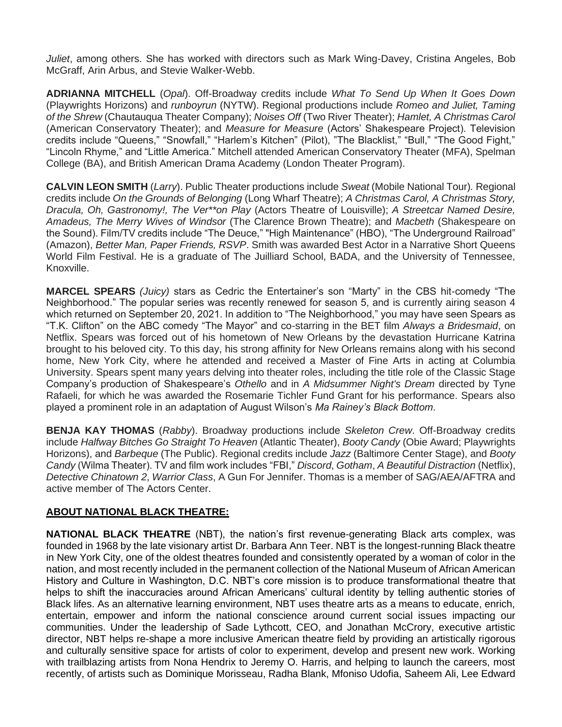*Juliet*, among others. She has worked with directors such as Mark Wing-Davey, Cristina Angeles, Bob McGraff, Arin Arbus, and Stevie Walker-Webb.

**ADRIANNA MITCHELL** (*Opal*). Off-Broadway credits include *What To Send Up When It Goes Down* (Playwrights Horizons) and *runboyrun* (NYTW). Regional productions include *Romeo and Juliet, Taming of the Shrew* (Chautauqua Theater Company); *Noises Off* (Two River Theater); *Hamlet, A Christmas Carol* (American Conservatory Theater); and *Measure for Measure* (Actors' Shakespeare Project). Television credits include "Queens," "Snowfall," "Harlem's Kitchen" (Pilot), "The Blacklist," "Bull," "The Good Fight," "Lincoln Rhyme," and "Little America." Mitchell attended American Conservatory Theater (MFA), Spelman College (BA), and British American Drama Academy (London Theater Program).

**CALVIN LEON SMITH** (*Larry*). Public Theater productions include *Sweat* (Mobile National Tour). Regional credits include *On the Grounds of Belonging* (Long Wharf Theatre); *A Christmas Carol, A Christmas Story, Dracula, Oh, Gastronomy!, The Ver**on Play* (Actors Theatre of Louisville); *A Streetcar Named Desire, Amadeus, The Merry Wives of Windsor* (The Clarence Brown Theatre); and *Macbeth* (Shakespeare on the Sound). Film/TV credits include "The Deuce," "High Maintenance" (HBO), "The Underground Railroad" (Amazon), *Better Man, Paper Friends, RSVP*. Smith was awarded Best Actor in a Narrative Short Queens World Film Festival. He is a graduate of The Juilliard School, BADA, and the University of Tennessee, Knoxville.

**MARCEL SPEARS** *(Juicy)* stars as Cedric the Entertainer's son "Marty" in the CBS hit-comedy "The Neighborhood." The popular series was recently renewed for season 5, and is currently airing season 4 which returned on September 20, 2021. In addition to "The Neighborhood," you may have seen Spears as "T.K. Clifton" on the ABC comedy "The Mayor" and co-starring in the BET film *Always a Bridesmaid*, on Netflix. Spears was forced out of his hometown of New Orleans by the devastation Hurricane Katrina brought to his beloved city. To this day, his strong affinity for New Orleans remains along with his second home, New York City, where he attended and received a Master of Fine Arts in acting at Columbia University. Spears spent many years delving into theater roles, including the title role of the Classic Stage Company's production of Shakespeare's *Othello* and in *A Midsummer Night's Dream* directed by Tyne Rafaeli, for which he was awarded the Rosemarie Tichler Fund Grant for his performance. Spears also played a prominent role in an adaptation of August Wilson's *Ma Rainey's Black Bottom*.

**BENJA KAY THOMAS** (*Rabby*). Broadway productions include *Skeleton Crew*. Off-Broadway credits include *Halfway Bitches Go Straight To Heaven* (Atlantic Theater), *Booty Candy* (Obie Award; Playwrights Horizons), and *Barbeque* (The Public). Regional credits include *Jazz* (Baltimore Center Stage), and *Booty Candy* (Wilma Theater). TV and film work includes "FBI," *Discord*, *Gotham*, *A Beautiful Distraction* (Netflix), *Detective Chinatown 2*, *Warrior Class*, A Gun For Jennifer. Thomas is a member of SAG/AEA/AFTRA and active member of The Actors Center.

## ABOUT NATIONAL BLACK THEATRE:

**NATIONAL BLACK THEATRE** (NBT), the nation's first revenue-generating Black arts complex, was founded in 1968 by the late visionary artist Dr. Barbara Ann Teer. NBT is the longest-running Black theatre in New York City, one of the oldest theatres founded and consistently operated by a woman of color in the nation, and most recently included in the permanent collection of the National Museum of African American History and Culture in Washington, D.C. NBT's core mission is to produce transformational theatre that helps to shift the inaccuracies around African Americans' cultural identity by telling authentic stories of Black lifes. As an alternative learning environment, NBT uses theatre arts as a means to educate, enrich, entertain, empower and inform the national conscience around current social issues impacting our communities. Under the leadership of Sade Lythcott, CEO, and Jonathan McCrory, executive artistic director, NBT helps re-shape a more inclusive American theatre field by providing an artistically rigorous and culturally sensitive space for artists of color to experiment, develop and present new work. Working with trailblazing artists from Nona Hendrix to Jeremy O. Harris, and helping to launch the careers, most recently, of artists such as Dominique Morisseau, Radha Blank, Mfoniso Udofia, Saheem Ali, Lee Edward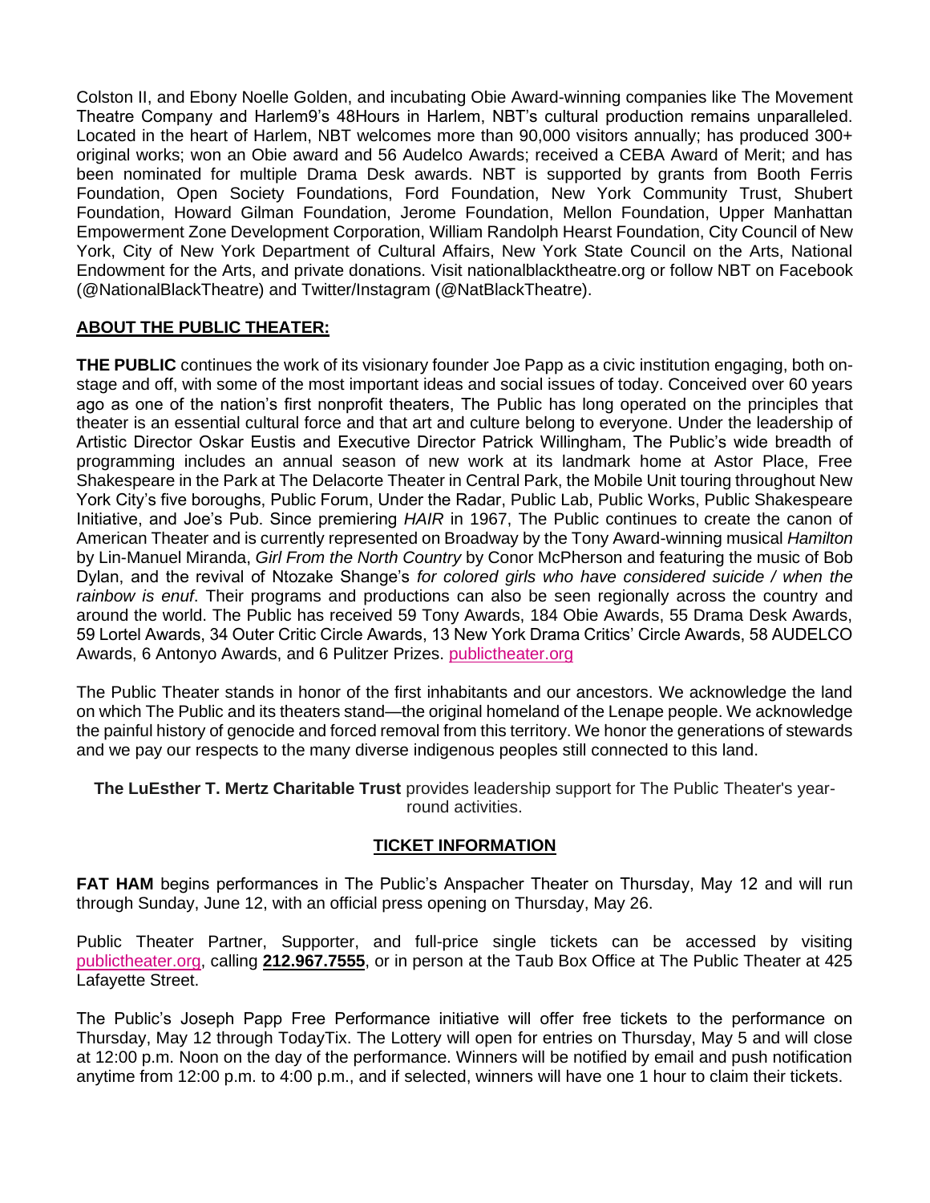Colston II, and Ebony Noelle Golden, and incubating Obie Award-winning companies like The Movement Theatre Company and Harlem9's 48Hours in Harlem, NBT's cultural production remains unparalleled. Located in the heart of Harlem, NBT welcomes more than 90,000 visitors annually; has produced 300+ original works; won an Obie award and 56 Audelco Awards; received a CEBA Award of Merit; and has been nominated for multiple Drama Desk awards. NBT is supported by grants from Booth Ferris Foundation, Open Society Foundations, Ford Foundation, New York Community Trust, Shubert Foundation, Howard Gilman Foundation, Jerome Foundation, Mellon Foundation, Upper Manhattan Empowerment Zone Development Corporation, William Randolph Hearst Foundation, City Council of New York, City of New York Department of Cultural Affairs, New York State Council on the Arts, National Endowment for the Arts, and private donations. Visit nationalblacktheatre.org or follow NBT on Facebook (@NationalBlackTheatre) and Twitter/Instagram (@NatBlackTheatre).

## ABOUT THE PUBLIC THEATER:

**THE PUBLIC** continues the work of its visionary founder Joe Papp as a civic institution engaging, both on-stage and off, with some of the most important ideas and social issues of today. Conceived over 60 years ago as one of the nation's first nonprofit theaters, The Public has long operated on the principles that theater is an essential cultural force and that art and culture belong to everyone. Under the leadership of Artistic Director Oskar Eustis and Executive Director Patrick Willingham, The Public's wide breadth of programming includes an annual season of new work at its landmark home at Astor Place, Free Shakespeare in the Park at The Delacorte Theater in Central Park, the Mobile Unit touring throughout New York City's five boroughs, Public Forum, Under the Radar, Public Lab, Public Works, Public Shakespeare Initiative, and Joe's Pub. Since premiering *HAIR* in 1967, The Public continues to create the canon of American Theater and is currently represented on Broadway by the Tony Award-winning musical *Hamilton* by Lin-Manuel Miranda, *Girl From the North Country* by Conor McPherson and featuring the music of Bob Dylan, and the revival of Ntozake Shange's *for colored girls who have considered suicide / when the rainbow is enuf*. Their programs and productions can also be seen regionally across the country and around the world. The Public has received 59 Tony Awards, 184 Obie Awards, 55 Drama Desk Awards, 59 Lortel Awards, 34 Outer Critic Circle Awards, 13 New York Drama Critics' Circle Awards, 58 AUDELCO Awards, 6 Antonyo Awards, and 6 Pulitzer Prizes. publictheater.org

The Public Theater stands in honor of the first inhabitants and our ancestors. We acknowledge the land on which The Public and its theaters stand—the original homeland of the Lenape people. We acknowledge the painful history of genocide and forced removal from this territory. We honor the generations of stewards and we pay our respects to the many diverse indigenous peoples still connected to this land.

**The LuEsther T. Mertz Charitable Trust** provides leadership support for The Public Theater's year-round activities.

## TICKET INFORMATION

**FAT HAM** begins performances in The Public's Anspacher Theater on Thursday, May 12 and will run through Sunday, June 12, with an official press opening on Thursday, May 26.

Public Theater Partner, Supporter, and full-price single tickets can be accessed by visiting publictheater.org, calling **212.967.7555**, or in person at the Taub Box Office at The Public Theater at 425 Lafayette Street.

The Public's Joseph Papp Free Performance initiative will offer free tickets to the performance on Thursday, May 12 through TodayTix. The Lottery will open for entries on Thursday, May 5 and will close at 12:00 p.m. Noon on the day of the performance. Winners will be notified by email and push notification anytime from 12:00 p.m. to 4:00 p.m., and if selected, winners will have one 1 hour to claim their tickets.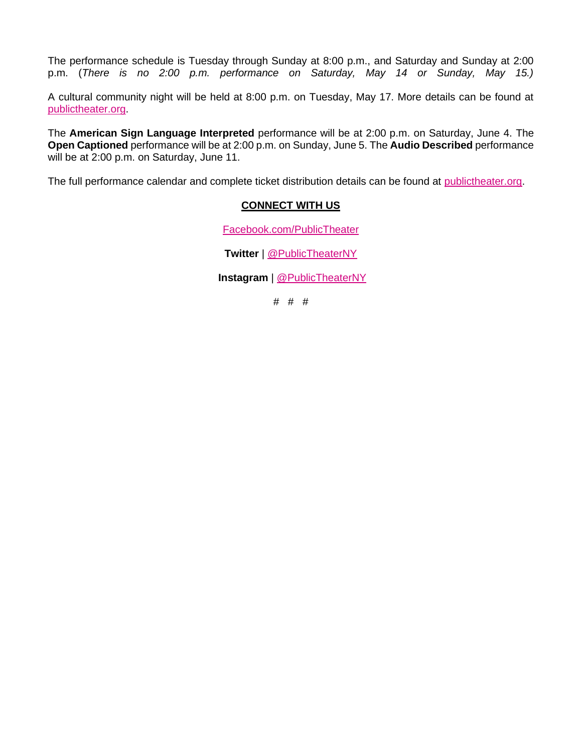The performance schedule is Tuesday through Sunday at 8:00 p.m., and Saturday and Sunday at 2:00 p.m. (*There is no 2:00 p.m. performance on Saturday, May 14 or Sunday, May 15.)*

A cultural community night will be held at 8:00 p.m. on Tuesday, May 17. More details can be found at publictheater.org.

The **American Sign Language Interpreted** performance will be at 2:00 p.m. on Saturday, June 4. The **Open Captioned** performance will be at 2:00 p.m. on Sunday, June 5. The **Audio Described** performance will be at 2:00 p.m. on Saturday, June 11.

The full performance calendar and complete ticket distribution details can be found at publictheater.org.

**CONNECT WITH US**

Facebook.com/PublicTheater

**Twitter** | @PublicTheaterNY

**Instagram** | @PublicTheaterNY

# # #